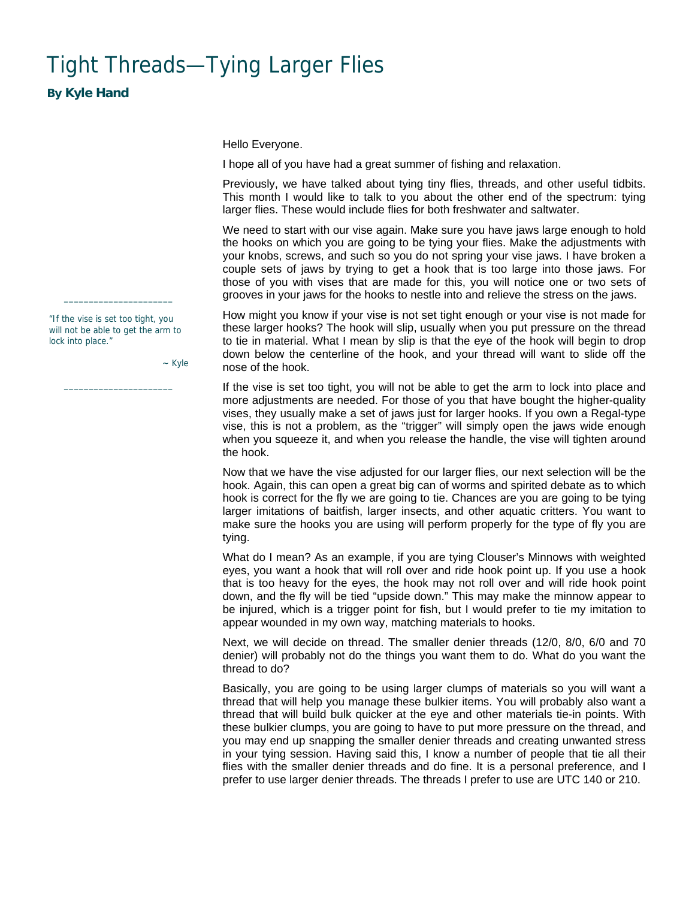# Tight Threads—Tying Larger Flies

**By Kyle Hand**

Hello Everyone.

I hope all of you have had a great summer of fishing and relaxation.

Previously, we have talked about tying tiny flies, threads, and other useful tidbits. This month I would like to talk to you about the other end of the spectrum: tying larger flies. These would include flies for both freshwater and saltwater.

We need to start with our vise again. Make sure you have jaws large enough to hold the hooks on which you are going to be tying your flies. Make the adjustments with your knobs, screws, and such so you do not spring your vise jaws. I have broken a couple sets of jaws by trying to get a hook that is too large into those jaws. For those of you with vises that are made for this, you will notice one or two sets of grooves in your jaws for the hooks to nestle into and relieve the stress on the jaws.

How might you know if your vise is not set tight enough or your vise is not made for these larger hooks? The hook will slip, usually when you put pressure on the thread to tie in material. What I mean by slip is that the eye of the hook will begin to drop down below the centerline of the hook, and your thread will want to slide off the nose of the hook.

> "If the vise is set too tight, you will not be able to get the arm to lock into place."
>
> ~ Kyle

If the vise is set too tight, you will not be able to get the arm to lock into place and more adjustments are needed. For those of you that have bought the higher-quality vises, they usually make a set of jaws just for larger hooks. If you own a Regal-type vise, this is not a problem, as the "trigger" will simply open the jaws wide enough when you squeeze it, and when you release the handle, the vise will tighten around the hook.

Now that we have the vise adjusted for our larger flies, our next selection will be the hook. Again, this can open a great big can of worms and spirited debate as to which hook is correct for the fly we are going to tie. Chances are you are going to be tying larger imitations of baitfish, larger insects, and other aquatic critters. You want to make sure the hooks you are using will perform properly for the type of fly you are tying.

What do I mean? As an example, if you are tying Clouser's Minnows with weighted eyes, you want a hook that will roll over and ride hook point up. If you use a hook that is too heavy for the eyes, the hook may not roll over and will ride hook point down, and the fly will be tied "upside down." This may make the minnow appear to be injured, which is a trigger point for fish, but I would prefer to tie my imitation to appear wounded in my own way, matching materials to hooks.

Next, we will decide on thread. The smaller denier threads (12/0, 8/0, 6/0 and 70 denier) will probably not do the things you want them to do. What do you want the thread to do?

Basically, you are going to be using larger clumps of materials so you will want a thread that will help you manage these bulkier items. You will probably also want a thread that will build bulk quicker at the eye and other materials tie-in points. With these bulkier clumps, you are going to have to put more pressure on the thread, and you may end up snapping the smaller denier threads and creating unwanted stress in your tying session. Having said this, I know a number of people that tie all their flies with the smaller denier threads and do fine. It is a personal preference, and I prefer to use larger denier threads. The threads I prefer to use are UTC 140 or 210.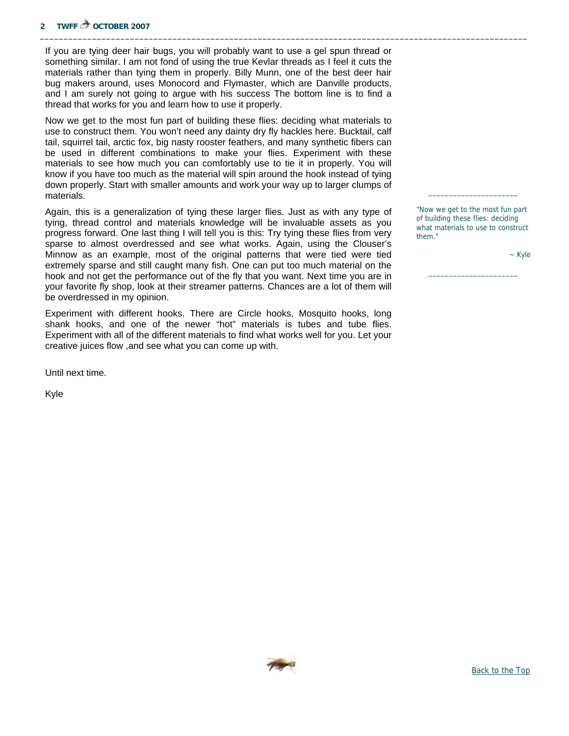If you are tying deer hair bugs, you will probably want to use a gel spun thread or something similar. I am not fond of using the true Kevlar threads as I feel it cuts the materials rather than tying them in properly. Billy Munn, one of the best deer hair bug makers around, uses Monocord and Flymaster, which are Danville products, and I am surely not going to argue with his success The bottom line is to find a thread that works for you and learn how to use it properly.

Now we get to the most fun part of building these flies: deciding what materials to use to construct them. You won't need any dainty dry fly hackles here. Bucktail, calf tail, squirrel tail, arctic fox, big nasty rooster feathers, and many synthetic fibers can be used in different combinations to make your flies. Experiment with these materials to see how much you can comfortably use to tie it in properly. You will know if you have too much as the material will spin around the hook instead of tying down properly. Start with smaller amounts and work your way up to larger clumps of materials.

> "Now we get to the most fun part of building these flies: deciding what materials to use to construct them."
>
> ~ Kyle

Again, this is a generalization of tying these larger flies. Just as with any type of tying, thread control and materials knowledge will be invaluable assets as you progress forward. One last thing I will tell you is this: Try tying these flies from very sparse to almost overdressed and see what works. Again, using the Clouser's Minnow as an example, most of the original patterns that were tied were tied extremely sparse and still caught many fish. One can put too much material on the hook and not get the performance out of the fly that you want. Next time you are in your favorite fly shop, look at their streamer patterns. Chances are a lot of them will be overdressed in my opinion.

Experiment with different hooks. There are Circle hooks, Mosquito hooks, long shank hooks, and one of the newer "hot" materials is tubes and tube flies. Experiment with all of the different materials to find what works well for you. Let your creative juices flow ,and see what you can come up with.

Until next time.

Kyle

Back to the Top